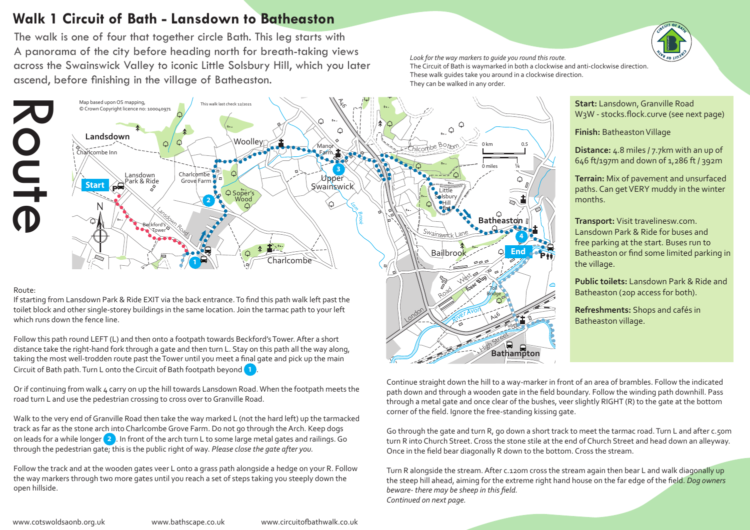# Walk 1 Circuit of Bath - Lansdown to Batheaston

The walk is one of four that together circle Bath. This leg starts with A panorama of the city before heading north for breath-taking views across the Swainswick Valley to iconic Little Solsbury Hill, which you later ascend, before finishing in the village of Batheaston.

*Look for the way markers to guide you round this route.*
The Circuit of Bath is waymarked in both a clockwise and anti-clockwise direction. These walk guides take you around in a clockwise direction. They can be walked in any order.

## Route

Map based upon OS mapping, © Crown Copyright licence no: 100040971

This walk last check 12/2021

**Start:** Lansdown, Granville Road W3W - stocks.flock.curve (see next page)

**Finish:** Batheaston Village

**Distance:** 4.8 miles / 7.7km with an up of 646 ft/197m and down of 1,286 ft / 392m

**Terrain:** Mix of pavement and unsurfaced paths. Can get VERY muddy in the winter months.

**Transport:** Visit travelinesw.com. Lansdown Park & Ride for buses and free parking at the start. Buses run to Batheaston or find some limited parking in the village.

**Public toilets:** Lansdown Park & Ride and Batheaston (20p access for both).

**Refreshments:** Shops and cafés in Batheaston village.

Route:

If starting from Lansdown Park & Ride EXIT via the back entrance. To find this path walk left past the toilet block and other single-storey buildings in the same location. Join the tarmac path to your left which runs down the fence line.

Follow this path round LEFT (L) and then onto a footpath towards Beckford's Tower. After a short distance take the right-hand fork through a gate and then turn L. Stay on this path all the way along, taking the most well-trodden route past the Tower until you meet a final gate and pick up the main Circuit of Bath path. Turn L onto the Circuit of Bath footpath beyond 1.

Or if continuing from walk 4 carry on up the hill towards Lansdown Road. When the footpath meets the road turn L and use the pedestrian crossing to cross over to Granville Road.

Walk to the very end of Granville Road then take the way marked L (not the hard left) up the tarmacked track as far as the stone arch into Charlcombe Grove Farm. Do not go through the Arch. Keep dogs on leads for a while longer 2. In front of the arch turn L to some large metal gates and railings. Go through the pedestrian gate; this is the public right of way. *Please close the gate after you.*

Follow the track and at the wooden gates veer L onto a grass path alongside a hedge on your R. Follow the way markers through two more gates until you reach a set of steps taking you steeply down the open hillside.

Continue straight down the hill to a way-marker in front of an area of brambles. Follow the indicated path down and through a wooden gate in the field boundary. Follow the winding path downhill. Pass through a metal gate and once clear of the bushes, veer slightly RIGHT (R) to the gate at the bottom corner of the field. Ignore the free-standing kissing gate.

Go through the gate and turn R, go down a short track to meet the tarmac road. Turn L and after c.50m turn R into Church Street. Cross the stone stile at the end of Church Street and head down an alleyway. Once in the field bear diagonally R down to the bottom. Cross the stream.

Turn R alongside the stream. After c.120m cross the stream again then bear L and walk diagonally up the steep hill ahead, aiming for the extreme right hand house on the far edge of the field. *Dog owners beware- there may be sheep in this field.*
*Continued on next page.*

www.cotswoldsaonb.org.uk www.bathscape.co.uk www.circuitofbathwalk.co.uk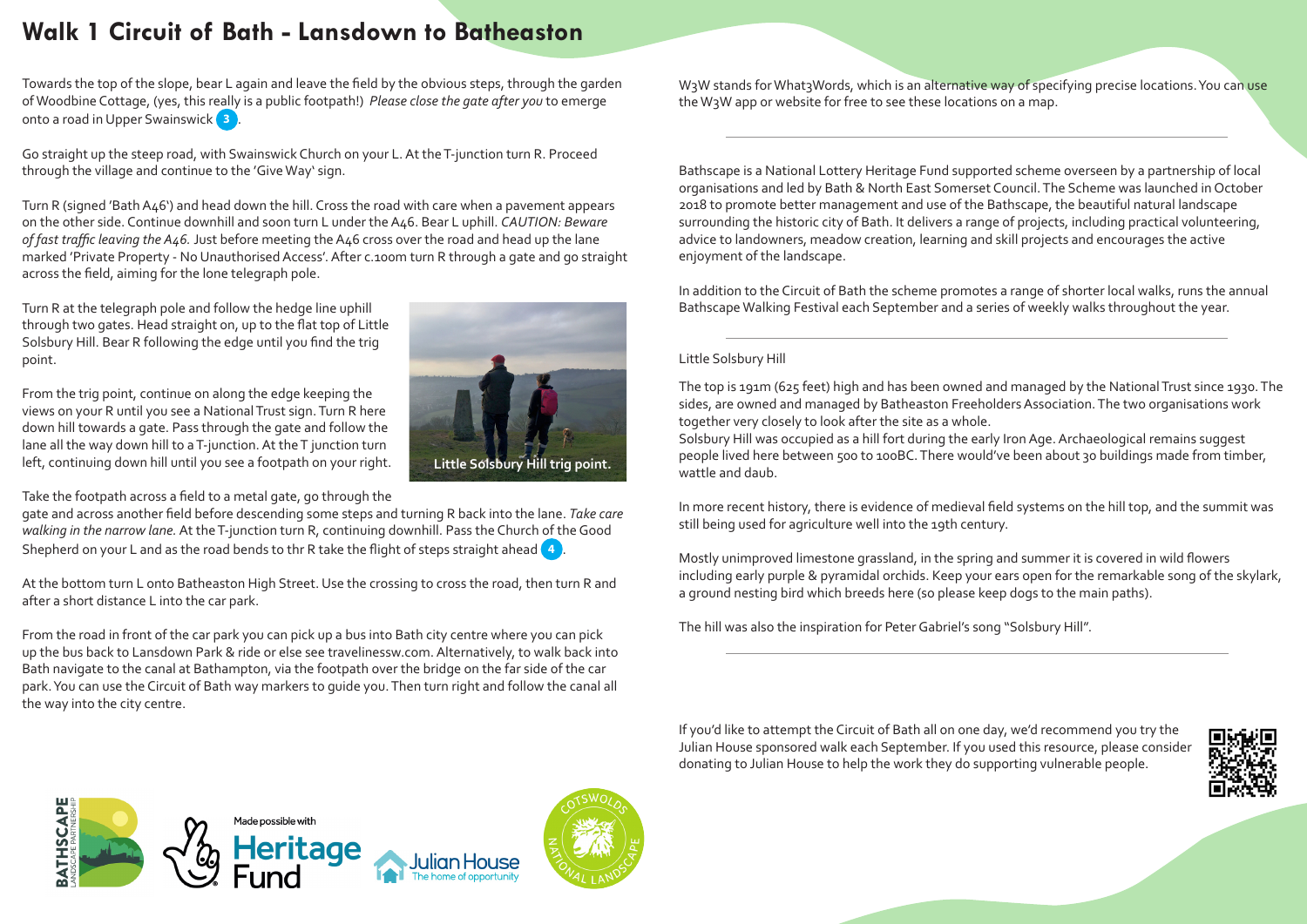# Walk 1 Circuit of Bath - Lansdown to Batheaston

Towards the top of the slope, bear L again and leave the field by the obvious steps, through the garden of Woodbine Cottage, (yes, this really is a public footpath!) *Please close the gate after you* to emerge onto a road in Upper Swainswick **3**.

Go straight up the steep road, with Swainswick Church on your L. At the T-junction turn R. Proceed through the village and continue to the 'Give Way' sign.

Turn R (signed 'Bath A46') and head down the hill. Cross the road with care when a pavement appears on the other side. Continue downhill and soon turn L under the A46. Bear L uphill. *CAUTION: Beware of fast traffic leaving the A46.* Just before meeting the A46 cross over the road and head up the lane marked 'Private Property - No Unauthorised Access'. After c.100m turn R through a gate and go straight across the field, aiming for the lone telegraph pole.

Turn R at the telegraph pole and follow the hedge line uphill through two gates. Head straight on, up to the flat top of Little Solsbury Hill. Bear R following the edge until you find the trig point.

From the trig point, continue on along the edge keeping the views on your R until you see a National Trust sign. Turn R here down hill towards a gate. Pass through the gate and follow the lane all the way down hill to a T-junction. At the T junction turn left, continuing down hill until you see a footpath on your right.

Little Solsbury Hill trig point.

Take the footpath across a field to a metal gate, go through the gate and across another field before descending some steps and turning R back into the lane. *Take care walking in the narrow lane.* At the T-junction turn R, continuing downhill. Pass the Church of the Good Shepherd on your L and as the road bends to thr R take the flight of steps straight ahead **4**.

At the bottom turn L onto Batheaston High Street. Use the crossing to cross the road, then turn R and after a short distance L into the car park.

From the road in front of the car park you can pick up a bus into Bath city centre where you can pick up the bus back to Lansdown Park & ride or else see travelinessw.com. Alternatively, to walk back into Bath navigate to the canal at Bathampton, via the footpath over the bridge on the far side of the car park. You can use the Circuit of Bath way markers to guide you. Then turn right and follow the canal all the way into the city centre.

W3W stands for What3Words, which is an alternative way of specifying precise locations. You can use the W3W app or website for free to see these locations on a map.

---

Bathscape is a National Lottery Heritage Fund supported scheme overseen by a partnership of local organisations and led by Bath & North East Somerset Council. The Scheme was launched in October 2018 to promote better management and use of the Bathscape, the beautiful natural landscape surrounding the historic city of Bath. It delivers a range of projects, including practical volunteering, advice to landowners, meadow creation, learning and skill projects and encourages the active enjoyment of the landscape.

In addition to the Circuit of Bath the scheme promotes a range of shorter local walks, runs the annual Bathscape Walking Festival each September and a series of weekly walks throughout the year.

---

Little Solsbury Hill

The top is 191m (625 feet) high and has been owned and managed by the National Trust since 1930. The sides, are owned and managed by Batheaston Freeholders Association. The two organisations work together very closely to look after the site as a whole.
Solsbury Hill was occupied as a hill fort during the early Iron Age. Archaeological remains suggest people lived here between 500 to 100BC. There would've been about 30 buildings made from timber, wattle and daub.

In more recent history, there is evidence of medieval field systems on the hill top, and the summit was still being used for agriculture well into the 19th century.

Mostly unimproved limestone grassland, in the spring and summer it is covered in wild flowers including early purple & pyramidal orchids. Keep your ears open for the remarkable song of the skylark, a ground nesting bird which breeds here (so please keep dogs to the main paths).

The hill was also the inspiration for Peter Gabriel's song "Solsbury Hill".

---

If you'd like to attempt the Circuit of Bath all on one day, we'd recommend you try the Julian House sponsored walk each September. If you used this resource, please consider donating to Julian House to help the work they do supporting vulnerable people.

BATHSCAPE LANDSCAPE PARTNERSHIP

Made possible with Heritage Fund

Julian House The home of opportunity

Cotswolds National Landscape